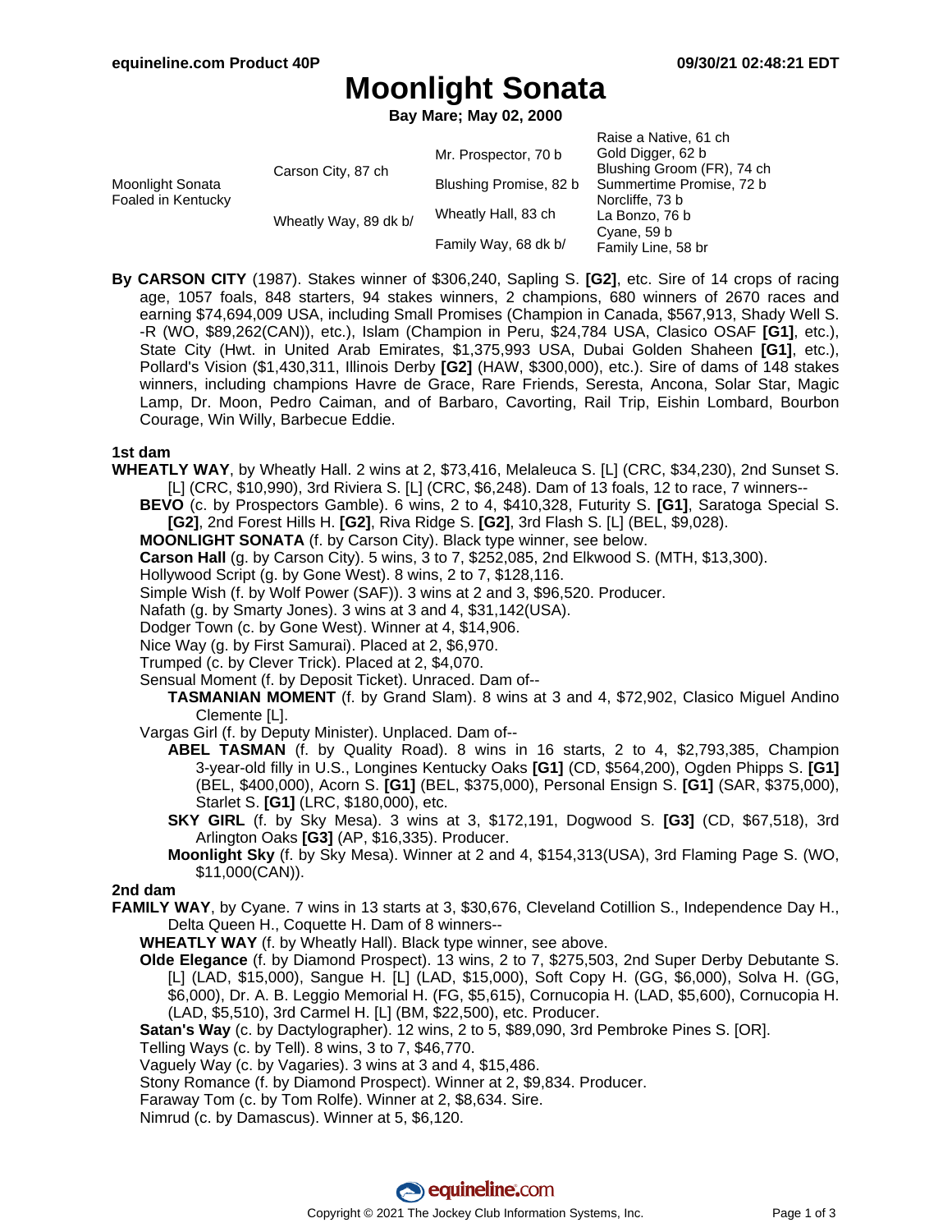# Moonlight Sonata

**Bay Mare; May 02, 2000**

| | | | |
|---|---|---|---|
| Moonlight Sonata Foaled in Kentucky | Carson City, 87 ch | Mr. Prospector, 70 b | Raise a Native, 61 ch |
| | | | Gold Digger, 62 b |
| | | Blushing Promise, 82 b | Blushing Groom (FR), 74 ch |
| | | | Summertime Promise, 72 b |
| | Wheatly Way, 89 dk b/ | Wheatly Hall, 83 ch | Norcliffe, 73 b |
| | | | La Bonzo, 76 b |
| | | Family Way, 68 dk b/ | Cyane, 59 b |
| | | | Family Line, 58 br |

**By CARSON CITY** (1987). Stakes winner of $306,240, Sapling S. **[G2]**, etc. Sire of 14 crops of racing age, 1057 foals, 848 starters, 94 stakes winners, 2 champions, 680 winners of 2670 races and earning $74,694,009 USA, including Small Promises (Champion in Canada, $567,913, Shady Well S. -R (WO, $89,262(CAN)), etc.), Islam (Champion in Peru, $24,784 USA, Clasico OSAF **[G1]**, etc.), State City (Hwt. in United Arab Emirates, $1,375,993 USA, Dubai Golden Shaheen **[G1]**, etc.), Pollard's Vision ($1,430,311, Illinois Derby **[G2]** (HAW, $300,000), etc.). Sire of dams of 148 stakes winners, including champions Havre de Grace, Rare Friends, Seresta, Ancona, Solar Star, Magic Lamp, Dr. Moon, Pedro Caiman, and of Barbaro, Cavorting, Rail Trip, Eishin Lombard, Bourbon Courage, Win Willy, Barbecue Eddie.

**1st dam**

**WHEATLY WAY**, by Wheatly Hall. 2 wins at 2, $73,416, Melaleuca S. [L] (CRC, $34,230), 2nd Sunset S. [L] (CRC, $10,990), 3rd Riviera S. [L] (CRC, $6,248). Dam of 13 foals, 12 to race, 7 winners--

- **BEVO** (c. by Prospectors Gamble). 6 wins, 2 to 4, $410,328, Futurity S. **[G1]**, Saratoga Special S. **[G2]**, 2nd Forest Hills H. **[G2]**, Riva Ridge S. **[G2]**, 3rd Flash S. [L] (BEL, $9,028).
- **MOONLIGHT SONATA** (f. by Carson City). Black type winner, see below.
- **Carson Hall** (g. by Carson City). 5 wins, 3 to 7, $252,085, 2nd Elkwood S. (MTH, $13,300).
- Hollywood Script (g. by Gone West). 8 wins, 2 to 7, $128,116.
- Simple Wish (f. by Wolf Power (SAF)). 3 wins at 2 and 3, $96,520. Producer.
- Nafath (g. by Smarty Jones). 3 wins at 3 and 4, $31,142(USA).
- Dodger Town (c. by Gone West). Winner at 4, $14,906.
- Nice Way (g. by First Samurai). Placed at 2, $6,970.
- Trumped (c. by Clever Trick). Placed at 2, $4,070.
- Sensual Moment (f. by Deposit Ticket). Unraced. Dam of--
  - **TASMANIAN MOMENT** (f. by Grand Slam). 8 wins at 3 and 4, $72,902, Clasico Miguel Andino Clemente [L].
- Vargas Girl (f. by Deputy Minister). Unplaced. Dam of--
  - **ABEL TASMAN** (f. by Quality Road). 8 wins in 16 starts, 2 to 4, $2,793,385, Champion 3-year-old filly in U.S., Longines Kentucky Oaks **[G1]** (CD, $564,200), Ogden Phipps S. **[G1]** (BEL, $400,000), Acorn S. **[G1]** (BEL, $375,000), Personal Ensign S. **[G1]** (SAR, $375,000), Starlet S. **[G1]** (LRC, $180,000), etc.
  - **SKY GIRL** (f. by Sky Mesa). 3 wins at 3, $172,191, Dogwood S. **[G3]** (CD, $67,518), 3rd Arlington Oaks **[G3]** (AP, $16,335). Producer.
  - **Moonlight Sky** (f. by Sky Mesa). Winner at 2 and 4, $154,313(USA), 3rd Flaming Page S. (WO, $11,000(CAN)).

**2nd dam**

**FAMILY WAY**, by Cyane. 7 wins in 13 starts at 3, $30,676, Cleveland Cotillion S., Independence Day H., Delta Queen H., Coquette H. Dam of 8 winners--

- **WHEATLY WAY** (f. by Wheatly Hall). Black type winner, see above.
- **Olde Elegance** (f. by Diamond Prospect). 13 wins, 2 to 7, $275,503, 2nd Super Derby Debutante S. [L] (LAD, $15,000), Sangue H. [L] (LAD, $15,000), Soft Copy H. (GG, $6,000), Solva H. (GG, $6,000), Dr. A. B. Leggio Memorial H. (FG, $5,615), Cornucopia H. (LAD, $5,600), Cornucopia H. (LAD, $5,510), 3rd Carmel H. [L] (BM, $22,500), etc. Producer.
- **Satan's Way** (c. by Dactylographer). 12 wins, 2 to 5, $89,090, 3rd Pembroke Pines S. [OR].
- Telling Ways (c. by Tell). 8 wins, 3 to 7, $46,770.
- Vaguely Way (c. by Vagaries). 3 wins at 3 and 4, $15,486.
- Stony Romance (f. by Diamond Prospect). Winner at 2, $9,834. Producer.
- Faraway Tom (c. by Tom Rolfe). Winner at 2, $8,634. Sire.
- Nimrud (c. by Damascus). Winner at 5, $6,120.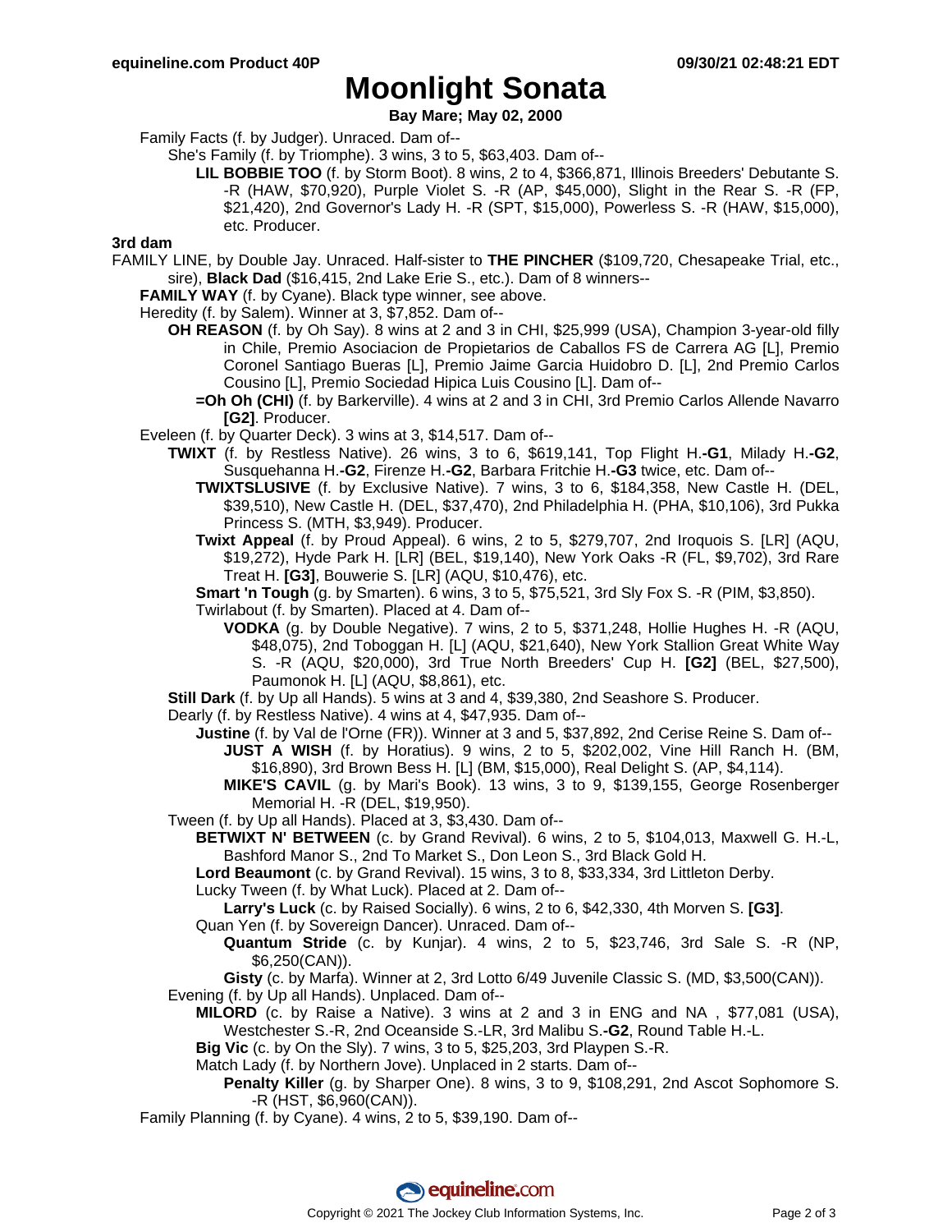# Moonlight Sonata

**Bay Mare; May 02, 2000**

Family Facts (f. by Judger). Unraced. Dam of--

She's Family (f. by Triomphe). 3 wins, 3 to 5, $63,403. Dam of--

**LIL BOBBIE TOO** (f. by Storm Boot). 8 wins, 2 to 4, $366,871, Illinois Breeders' Debutante S. -R (HAW, $70,920), Purple Violet S. -R (AP, $45,000), Slight in the Rear S. -R (FP, $21,420), 2nd Governor's Lady H. -R (SPT, $15,000), Powerless S. -R (HAW, $15,000), etc. Producer.

**3rd dam**

FAMILY LINE, by Double Jay. Unraced. Half-sister to **THE PINCHER** ($109,720, Chesapeake Trial, etc., sire), **Black Dad** ($16,415, 2nd Lake Erie S., etc.). Dam of 8 winners--

**FAMILY WAY** (f. by Cyane). Black type winner, see above.

Heredity (f. by Salem). Winner at 3, $7,852. Dam of--

**OH REASON** (f. by Oh Say). 8 wins at 2 and 3 in CHI, $25,999 (USA), Champion 3-year-old filly in Chile, Premio Asociacion de Propietarios de Caballos FS de Carrera AG [L], Premio Coronel Santiago Bueras [L], Premio Jaime Garcia Huidobro D. [L], 2nd Premio Carlos Cousino [L], Premio Sociedad Hipica Luis Cousino [L]. Dam of--

**=Oh Oh (CHI)** (f. by Barkerville). 4 wins at 2 and 3 in CHI, 3rd Premio Carlos Allende Navarro **[G2]**. Producer.

Eveleen (f. by Quarter Deck). 3 wins at 3, $14,517. Dam of--

**TWIXT** (f. by Restless Native). 26 wins, 3 to 6, $619,141, Top Flight H.**-G1**, Milady H.**-G2**, Susquehanna H.**-G2**, Firenze H.**-G2**, Barbara Fritchie H.**-G3** twice, etc. Dam of--

**TWIXTSLUSIVE** (f. by Exclusive Native). 7 wins, 3 to 6, $184,358, New Castle H. (DEL, $39,510), New Castle H. (DEL, $37,470), 2nd Philadelphia H. (PHA, $10,106), 3rd Pukka Princess S. (MTH, $3,949). Producer.

**Twixt Appeal** (f. by Proud Appeal). 6 wins, 2 to 5, $279,707, 2nd Iroquois S. [LR] (AQU, $19,272), Hyde Park H. [LR] (BEL, $19,140), New York Oaks -R (FL, $9,702), 3rd Rare Treat H. **[G3]**, Bouwerie S. [LR] (AQU, $10,476), etc.

**Smart 'n Tough** (g. by Smarten). 6 wins, 3 to 5, $75,521, 3rd Sly Fox S. -R (PIM, $3,850).

Twirlabout (f. by Smarten). Placed at 4. Dam of--

**VODKA** (g. by Double Negative). 7 wins, 2 to 5, $371,248, Hollie Hughes H. -R (AQU, $48,075), 2nd Toboggan H. [L] (AQU, $21,640), New York Stallion Great White Way S. -R (AQU, $20,000), 3rd True North Breeders' Cup H. **[G2]** (BEL, $27,500), Paumonok H. [L] (AQU, $8,861), etc.

**Still Dark** (f. by Up all Hands). 5 wins at 3 and 4, $39,380, 2nd Seashore S. Producer.

Dearly (f. by Restless Native). 4 wins at 4, $47,935. Dam of--

**Justine** (f. by Val de l'Orne (FR)). Winner at 3 and 5, $37,892, 2nd Cerise Reine S. Dam of--

**JUST A WISH** (f. by Horatius). 9 wins, 2 to 5, $202,002, Vine Hill Ranch H. (BM, $16,890), 3rd Brown Bess H. [L] (BM, $15,000), Real Delight S. (AP, $4,114).

**MIKE'S CAVIL** (g. by Mari's Book). 13 wins, 3 to 9, $139,155, George Rosenberger Memorial H. -R (DEL, $19,950).

Tween (f. by Up all Hands). Placed at 3, $3,430. Dam of--

**BETWIXT N' BETWEEN** (c. by Grand Revival). 6 wins, 2 to 5, $104,013, Maxwell G. H.-L, Bashford Manor S., 2nd To Market S., Don Leon S., 3rd Black Gold H.

**Lord Beaumont** (c. by Grand Revival). 15 wins, 3 to 8, $33,334, 3rd Littleton Derby.

Lucky Tween (f. by What Luck). Placed at 2. Dam of--

**Larry's Luck** (c. by Raised Socially). 6 wins, 2 to 6, $42,330, 4th Morven S. **[G3]**.

Quan Yen (f. by Sovereign Dancer). Unraced. Dam of--

**Quantum Stride** (c. by Kunjar). 4 wins, 2 to 5, $23,746, 3rd Sale S. -R (NP, $6,250(CAN)).

**Gisty** (c. by Marfa). Winner at 2, 3rd Lotto 6/49 Juvenile Classic S. (MD, $3,500(CAN)).

Evening (f. by Up all Hands). Unplaced. Dam of--

**MILORD** (c. by Raise a Native). 3 wins at 2 and 3 in ENG and NA , $77,081 (USA), Westchester S.-R, 2nd Oceanside S.-LR, 3rd Malibu S.**-G2**, Round Table H.-L.

**Big Vic** (c. by On the Sly). 7 wins, 3 to 5, $25,203, 3rd Playpen S.-R.

Match Lady (f. by Northern Jove). Unplaced in 2 starts. Dam of--

**Penalty Killer** (g. by Sharper One). 8 wins, 3 to 9, $108,291, 2nd Ascot Sophomore S. -R (HST, $6,960(CAN)).

Family Planning (f. by Cyane). 4 wins, 2 to 5, $39,190. Dam of--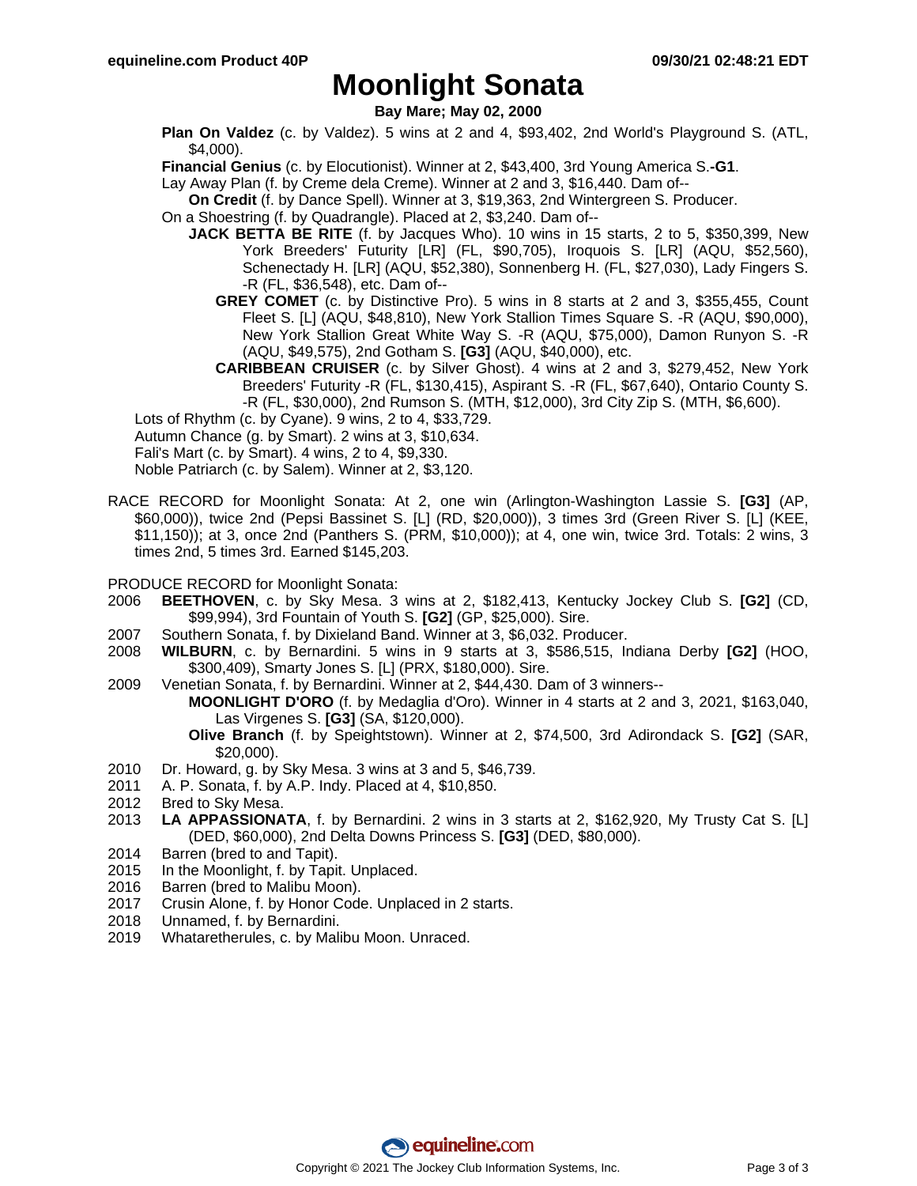# Moonlight Sonata

**Bay Mare; May 02, 2000**

**Plan On Valdez** (c. by Valdez). 5 wins at 2 and 4, $93,402, 2nd World's Playground S. (ATL, $4,000).

**Financial Genius** (c. by Elocutionist). Winner at 2, $43,400, 3rd Young America S.**-G1**.

Lay Away Plan (f. by Creme dela Creme). Winner at 2 and 3, $16,440. Dam of--

**On Credit** (f. by Dance Spell). Winner at 3, $19,363, 2nd Wintergreen S. Producer.

On a Shoestring (f. by Quadrangle). Placed at 2, $3,240. Dam of--

**JACK BETTA BE RITE** (f. by Jacques Who). 10 wins in 15 starts, 2 to 5, $350,399, New York Breeders' Futurity [LR] (FL, $90,705), Iroquois S. [LR] (AQU, $52,560), Schenectady H. [LR] (AQU, $52,380), Sonnenberg H. (FL, $27,030), Lady Fingers S. -R (FL, $36,548), etc. Dam of--

**GREY COMET** (c. by Distinctive Pro). 5 wins in 8 starts at 2 and 3, $355,455, Count Fleet S. [L] (AQU, $48,810), New York Stallion Times Square S. -R (AQU, $90,000), New York Stallion Great White Way S. -R (AQU, $75,000), Damon Runyon S. -R (AQU, $49,575), 2nd Gotham S. **[G3]** (AQU, $40,000), etc.

**CARIBBEAN CRUISER** (c. by Silver Ghost). 4 wins at 2 and 3, $279,452, New York Breeders' Futurity -R (FL, $130,415), Aspirant S. -R (FL, $67,640), Ontario County S. -R (FL, $30,000), 2nd Rumson S. (MTH, $12,000), 3rd City Zip S. (MTH, $6,600).

Lots of Rhythm (c. by Cyane). 9 wins, 2 to 4, $33,729.

Autumn Chance (g. by Smart). 2 wins at 3, $10,634.

Fali's Mart (c. by Smart). 4 wins, 2 to 4, $9,330.

Noble Patriarch (c. by Salem). Winner at 2, $3,120.

RACE RECORD for Moonlight Sonata: At 2, one win (Arlington-Washington Lassie S. **[G3]** (AP, $60,000)), twice 2nd (Pepsi Bassinet S. [L] (RD, $20,000)), 3 times 3rd (Green River S. [L] (KEE, $11,150)); at 3, once 2nd (Panthers S. (PRM, $10,000)); at 4, one win, twice 3rd. Totals: 2 wins, 3 times 2nd, 5 times 3rd. Earned $145,203.

PRODUCE RECORD for Moonlight Sonata:

2006 **BEETHOVEN**, c. by Sky Mesa. 3 wins at 2, $182,413, Kentucky Jockey Club S. **[G2]** (CD, $99,994), 3rd Fountain of Youth S. **[G2]** (GP, $25,000). Sire.

2007 Southern Sonata, f. by Dixieland Band. Winner at 3, $6,032. Producer.

2008 **WILBURN**, c. by Bernardini. 5 wins in 9 starts at 3, $586,515, Indiana Derby **[G2]** (HOO, $300,409), Smarty Jones S. [L] (PRX, $180,000). Sire.

2009 Venetian Sonata, f. by Bernardini. Winner at 2, $44,430. Dam of 3 winners--

**MOONLIGHT D'ORO** (f. by Medaglia d'Oro). Winner in 4 starts at 2 and 3, 2021, $163,040, Las Virgenes S. **[G3]** (SA, $120,000).

**Olive Branch** (f. by Speightstown). Winner at 2, $74,500, 3rd Adirondack S. **[G2]** (SAR, $20,000).

2010 Dr. Howard, g. by Sky Mesa. 3 wins at 3 and 5, $46,739.

2011 A. P. Sonata, f. by A.P. Indy. Placed at 4, $10,850.

2012 Bred to Sky Mesa.

2013 **LA APPASSIONATA**, f. by Bernardini. 2 wins in 3 starts at 2, $162,920, My Trusty Cat S. [L] (DED, $60,000), 2nd Delta Downs Princess S. **[G3]** (DED, $80,000).

2014 Barren (bred to and Tapit).

2015 In the Moonlight, f. by Tapit. Unplaced.

2016 Barren (bred to Malibu Moon).

2017 Crusin Alone, f. by Honor Code. Unplaced in 2 starts.

2018 Unnamed, f. by Bernardini.

2019 Whataretherules, c. by Malibu Moon. Unraced.